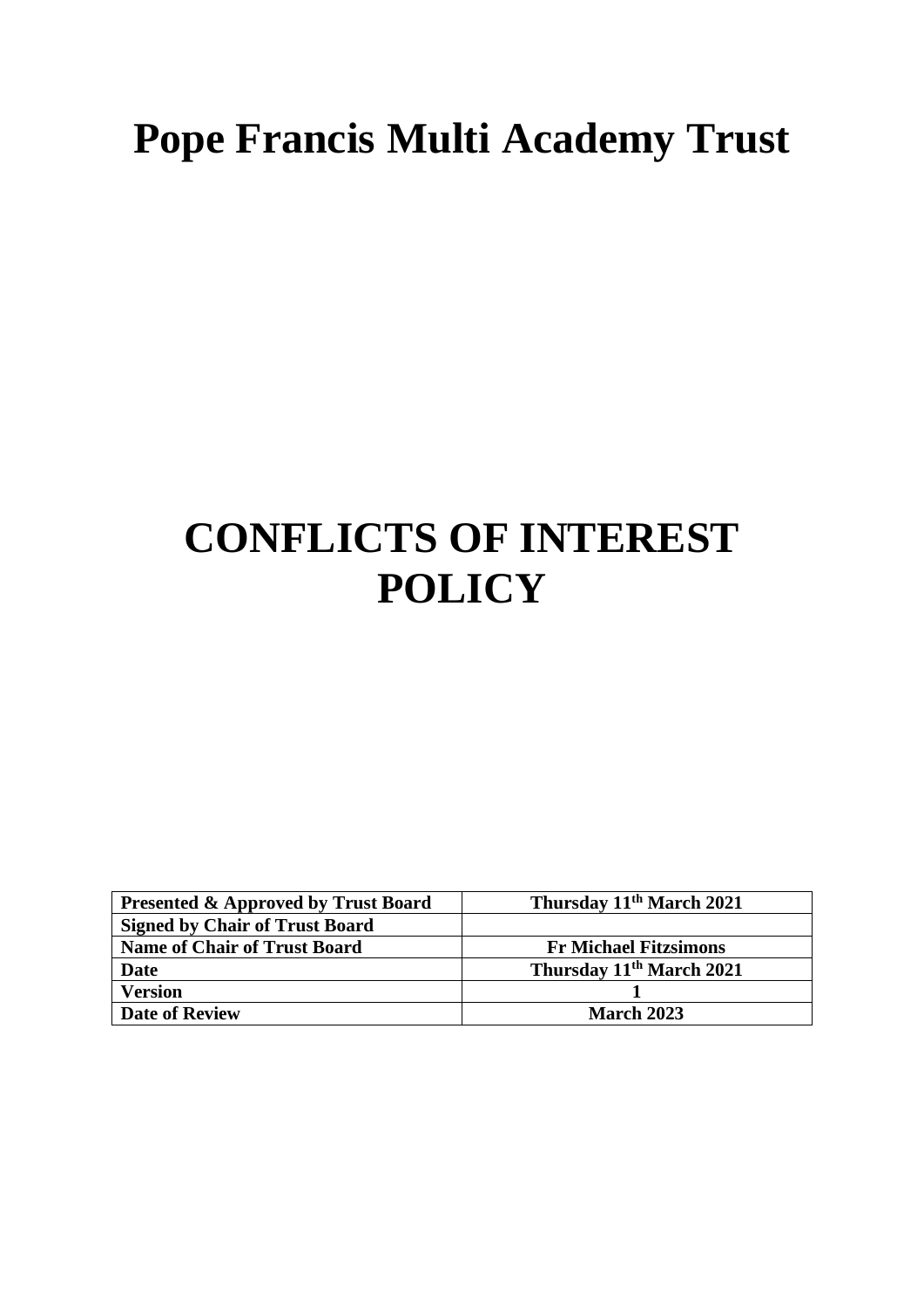# Pope Francis Multi Academy Trust

# CONFLICTS OF INTEREST POLICY

| **Presented & Approved by Trust Board** | **Thursday 11th March 2021** |
|---|---|
| **Signed by Chair of Trust Board** | |
| **Name of Chair of Trust Board** | **Fr Michael Fitzsimons** |
| **Date** | **Thursday 11th March 2021** |
| **Version** | **1** |
| **Date of Review** | **March 2023** |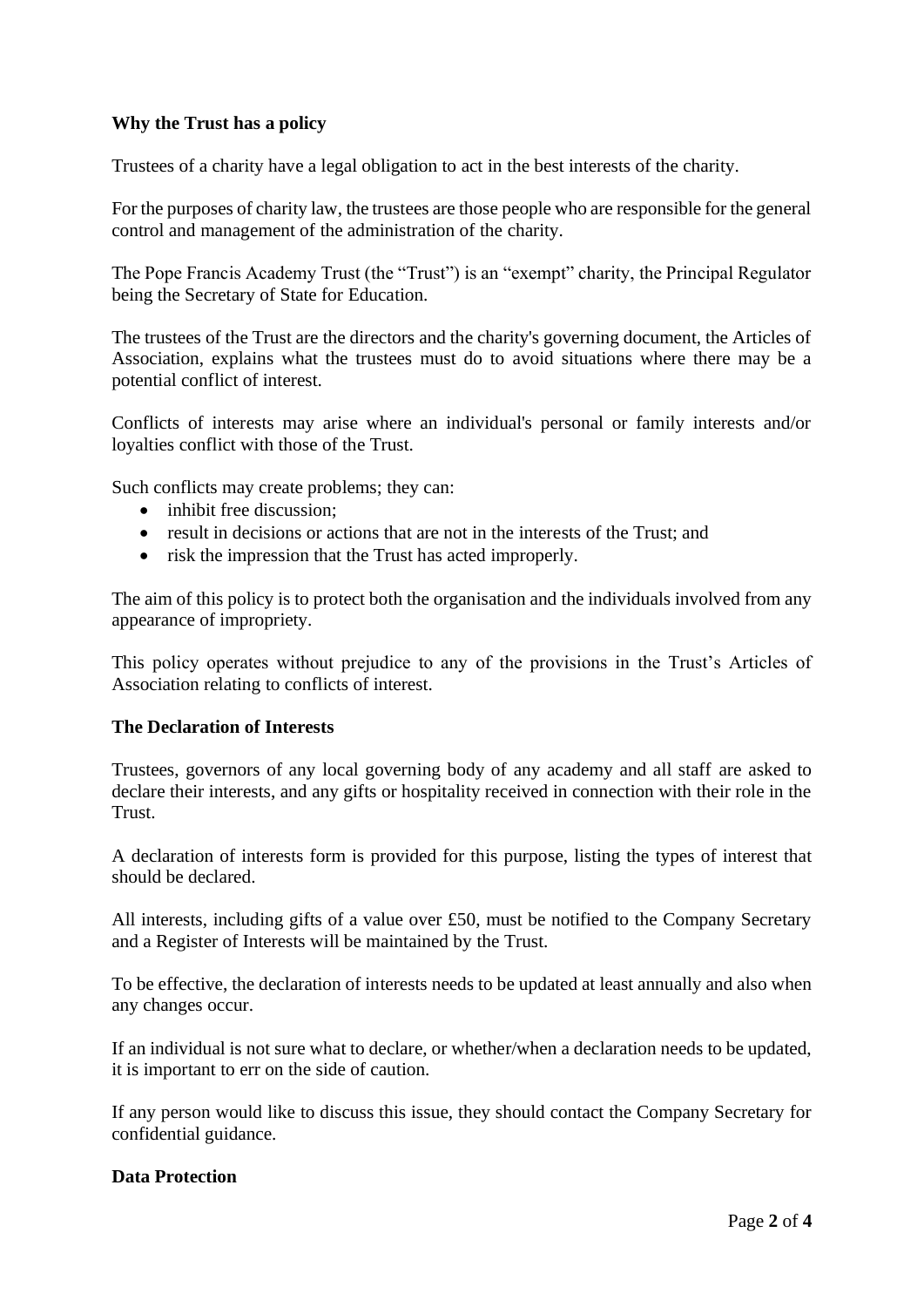## Why the Trust has a policy

Trustees of a charity have a legal obligation to act in the best interests of the charity.

For the purposes of charity law, the trustees are those people who are responsible for the general control and management of the administration of the charity.

The Pope Francis Academy Trust (the "Trust") is an "exempt" charity, the Principal Regulator being the Secretary of State for Education.

The trustees of the Trust are the directors and the charity's governing document, the Articles of Association, explains what the trustees must do to avoid situations where there may be a potential conflict of interest.

Conflicts of interests may arise where an individual's personal or family interests and/or loyalties conflict with those of the Trust.

Such conflicts may create problems; they can:

- inhibit free discussion;
- result in decisions or actions that are not in the interests of the Trust; and
- risk the impression that the Trust has acted improperly.

The aim of this policy is to protect both the organisation and the individuals involved from any appearance of impropriety.

This policy operates without prejudice to any of the provisions in the Trust's Articles of Association relating to conflicts of interest.

## The Declaration of Interests

Trustees, governors of any local governing body of any academy and all staff are asked to declare their interests, and any gifts or hospitality received in connection with their role in the Trust.

A declaration of interests form is provided for this purpose, listing the types of interest that should be declared.

All interests, including gifts of a value over £50, must be notified to the Company Secretary and a Register of Interests will be maintained by the Trust.

To be effective, the declaration of interests needs to be updated at least annually and also when any changes occur.

If an individual is not sure what to declare, or whether/when a declaration needs to be updated, it is important to err on the side of caution.

If any person would like to discuss this issue, they should contact the Company Secretary for confidential guidance.

## Data Protection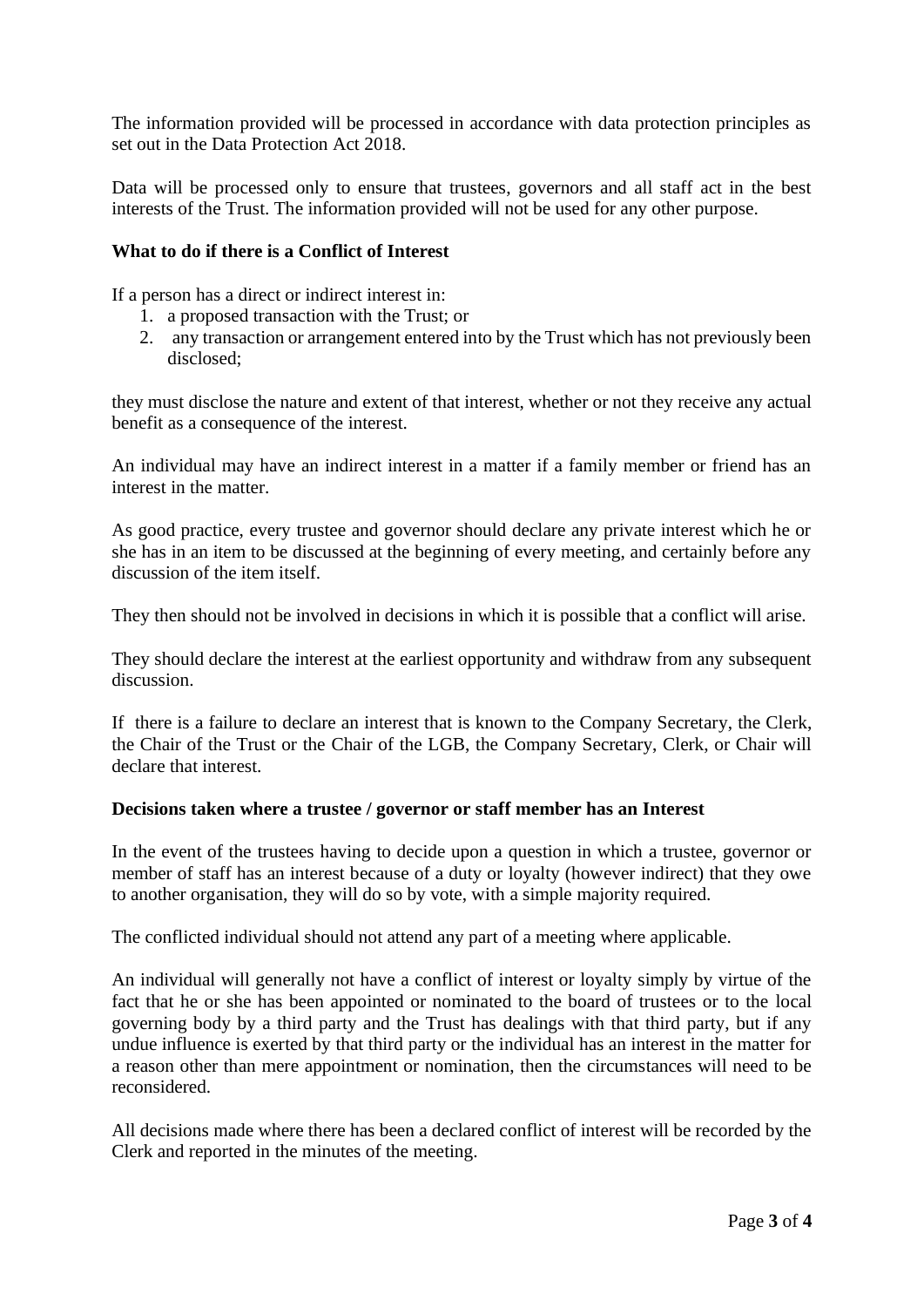The information provided will be processed in accordance with data protection principles as set out in the Data Protection Act 2018.

Data will be processed only to ensure that trustees, governors and all staff act in the best interests of the Trust. The information provided will not be used for any other purpose.

**What to do if there is a Conflict of Interest**

If a person has a direct or indirect interest in:

1. a proposed transaction with the Trust; or
2. any transaction or arrangement entered into by the Trust which has not previously been disclosed;

they must disclose the nature and extent of that interest, whether or not they receive any actual benefit as a consequence of the interest.

An individual may have an indirect interest in a matter if a family member or friend has an interest in the matter.

As good practice, every trustee and governor should declare any private interest which he or she has in an item to be discussed at the beginning of every meeting, and certainly before any discussion of the item itself.

They then should not be involved in decisions in which it is possible that a conflict will arise.

They should declare the interest at the earliest opportunity and withdraw from any subsequent discussion.

If there is a failure to declare an interest that is known to the Company Secretary, the Clerk, the Chair of the Trust or the Chair of the LGB, the Company Secretary, Clerk, or Chair will declare that interest.

**Decisions taken where a trustee / governor or staff member has an Interest**

In the event of the trustees having to decide upon a question in which a trustee, governor or member of staff has an interest because of a duty or loyalty (however indirect) that they owe to another organisation, they will do so by vote, with a simple majority required.

The conflicted individual should not attend any part of a meeting where applicable.

An individual will generally not have a conflict of interest or loyalty simply by virtue of the fact that he or she has been appointed or nominated to the board of trustees or to the local governing body by a third party and the Trust has dealings with that third party, but if any undue influence is exerted by that third party or the individual has an interest in the matter for a reason other than mere appointment or nomination, then the circumstances will need to be reconsidered.

All decisions made where there has been a declared conflict of interest will be recorded by the Clerk and reported in the minutes of the meeting.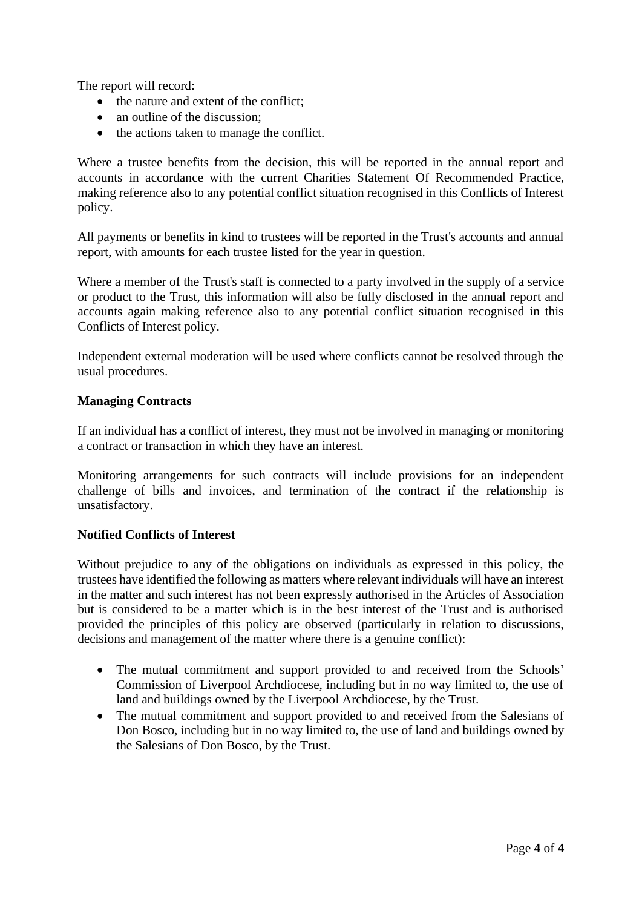The report will record:

- the nature and extent of the conflict;
- an outline of the discussion;
- the actions taken to manage the conflict.

Where a trustee benefits from the decision, this will be reported in the annual report and accounts in accordance with the current Charities Statement Of Recommended Practice, making reference also to any potential conflict situation recognised in this Conflicts of Interest policy.

All payments or benefits in kind to trustees will be reported in the Trust's accounts and annual report, with amounts for each trustee listed for the year in question.

Where a member of the Trust's staff is connected to a party involved in the supply of a service or product to the Trust, this information will also be fully disclosed in the annual report and accounts again making reference also to any potential conflict situation recognised in this Conflicts of Interest policy.

Independent external moderation will be used where conflicts cannot be resolved through the usual procedures.

**Managing Contracts**

If an individual has a conflict of interest, they must not be involved in managing or monitoring a contract or transaction in which they have an interest.

Monitoring arrangements for such contracts will include provisions for an independent challenge of bills and invoices, and termination of the contract if the relationship is unsatisfactory.

**Notified Conflicts of Interest**

Without prejudice to any of the obligations on individuals as expressed in this policy, the trustees have identified the following as matters where relevant individuals will have an interest in the matter and such interest has not been expressly authorised in the Articles of Association but is considered to be a matter which is in the best interest of the Trust and is authorised provided the principles of this policy are observed (particularly in relation to discussions, decisions and management of the matter where there is a genuine conflict):

- The mutual commitment and support provided to and received from the Schools' Commission of Liverpool Archdiocese, including but in no way limited to, the use of land and buildings owned by the Liverpool Archdiocese, by the Trust.
- The mutual commitment and support provided to and received from the Salesians of Don Bosco, including but in no way limited to, the use of land and buildings owned by the Salesians of Don Bosco, by the Trust.